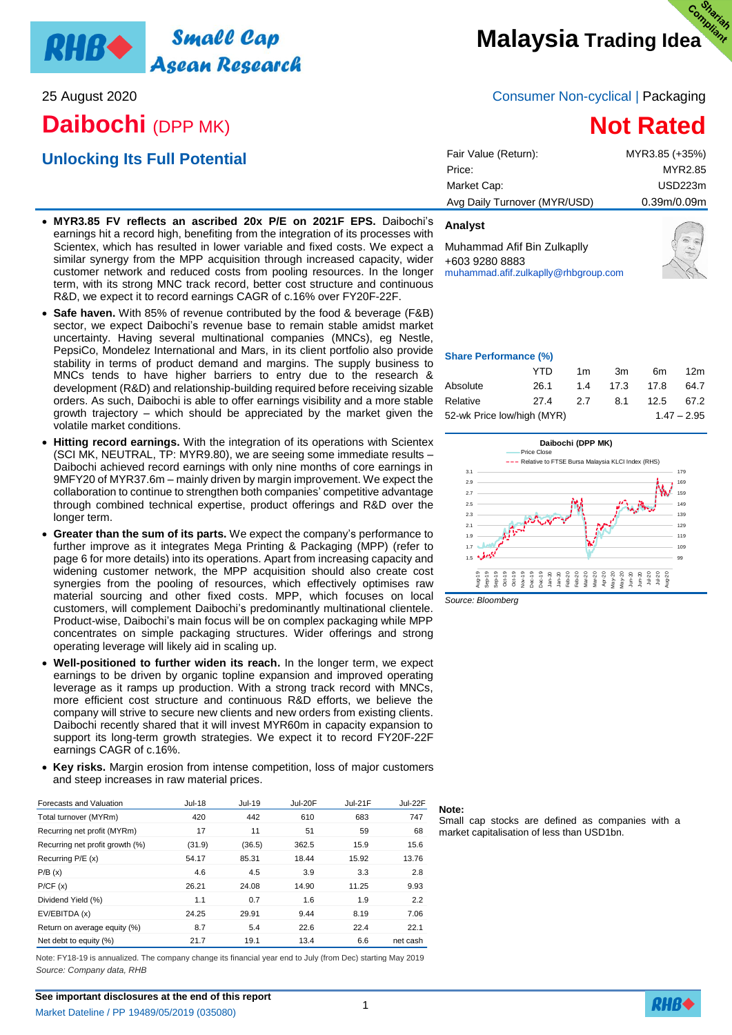# Malaysia Trading Idea

RHB Small Cap Asean Research

Shariah Compliant

25 August 2020

Consumer Non-cyclical | Packaging

# Daibochi (DPP MK)

## Not Rated

## Unlocking Its Full Potential

| | |
|---|---|
| Fair Value (Return): | MYR3.85 (+35%) |
| Price: | MYR2.85 |
| Market Cap: | USD223m |
| Avg Daily Turnover (MYR/USD) | 0.39m/0.09m |

- **MYR3.85 FV reflects an ascribed 20x P/E on 2021F EPS.** Daibochi's earnings hit a record high, benefiting from the integration of its processes with Scientex, which has resulted in lower variable and fixed costs. We expect a similar synergy from the MPP acquisition through increased capacity, wider customer network and reduced costs from pooling resources. In the longer term, with its strong MNC track record, better cost structure and continuous R&D, we expect it to record earnings CAGR of c.16% over FY20F-22F.
- **Safe haven.** With 85% of revenue contributed by the food & beverage (F&B) sector, we expect Daibochi's revenue base to remain stable amidst market uncertainty. Having several multinational companies (MNCs), eg Nestle, PepsiCo, Mondelez International and Mars, in its client portfolio also provide stability in terms of product demand and margins. The supply business to MNCs tends to have higher barriers to entry due to the research & development (R&D) and relationship-building required before receiving sizable orders. As such, Daibochi is able to offer earnings visibility and a more stable growth trajectory – which should be appreciated by the market given the volatile market conditions.
- **Hitting record earnings.** With the integration of its operations with Scientex (SCI MK, NEUTRAL, TP: MYR9.80), we are seeing some immediate results – Daibochi achieved record earnings with only nine months of core earnings in 9MFY20 of MYR37.6m – mainly driven by margin improvement. We expect the collaboration to continue to strengthen both companies' competitive advantage through combined technical expertise, product offerings and R&D over the longer term.
- **Greater than the sum of its parts.** We expect the company's performance to further improve as it integrates Mega Printing & Packaging (MPP) (refer to page 6 for more details) into its operations. Apart from increasing capacity and widening customer network, the MPP acquisition should also create cost synergies from the pooling of resources, which effectively optimises raw material sourcing and other fixed costs. MPP, which focuses on local customers, will complement Daibochi's predominantly multinational clientele. Product-wise, Daibochi's main focus will be on complex packaging while MPP concentrates on simple packaging structures. Wider offerings and strong operating leverage will likely aid in scaling up.
- **Well-positioned to further widen its reach.** In the longer term, we expect earnings to be driven by organic topline expansion and improved operating leverage as it ramps up production. With a strong track record with MNCs, more efficient cost structure and continuous R&D efforts, we believe the company will strive to secure new clients and new orders from existing clients. Daibochi recently shared that it will invest MYR60m in capacity expansion to support its long-term growth strategies. We expect it to record FY20F-22F earnings CAGR of c.16%.
- **Key risks.** Margin erosion from intense competition, loss of major customers and steep increases in raw material prices.

**Analyst**

Muhammad Afif Bin Zulkaplly
+603 9280 8883
muhammad.afif.zulkaplly@rhbgroup.com

**Share Performance (%)**

| | YTD | 1m | 3m | 6m | 12m |
|---|---|---|---|---|---|
| Absolute | 26.1 | 1.4 | 17.3 | 17.8 | 64.7 |
| Relative | 27.4 | 2.7 | 8.1 | 12.5 | 67.2 |
| 52-wk Price low/high (MYR) | | | | | 1.47 – 2.95 |

Daibochi (DPP MK)

Source: Bloomberg

| Forecasts and Valuation | Jul-18 | Jul-19 | Jul-20F | Jul-21F | Jul-22F |
|---|---|---|---|---|---|
| Total turnover (MYRm) | 420 | 442 | 610 | 683 | 747 |
| Recurring net profit (MYRm) | 17 | 11 | 51 | 59 | 68 |
| Recurring net profit growth (%) | (31.9) | (36.5) | 362.5 | 15.9 | 15.6 |
| Recurring P/E (x) | 54.17 | 85.31 | 18.44 | 15.92 | 13.76 |
| P/B (x) | 4.6 | 4.5 | 3.9 | 3.3 | 2.8 |
| P/CF (x) | 26.21 | 24.08 | 14.90 | 11.25 | 9.93 |
| Dividend Yield (%) | 1.1 | 0.7 | 1.6 | 1.9 | 2.2 |
| EV/EBITDA (x) | 24.25 | 29.91 | 9.44 | 8.19 | 7.06 |
| Return on average equity (%) | 8.7 | 5.4 | 22.6 | 22.4 | 22.1 |
| Net debt to equity (%) | 21.7 | 19.1 | 13.4 | 6.6 | net cash |

Note: FY18-19 is annualized. The company change its financial year end to July (from Dec) starting May 2019

*Source: Company data, RHB*

**Note:**
Small cap stocks are defined as companies with a market capitalisation of less than USD1bn.

**See important disclosures at the end of this report**

Market Dateline / PP 19489/05/2019 (035080)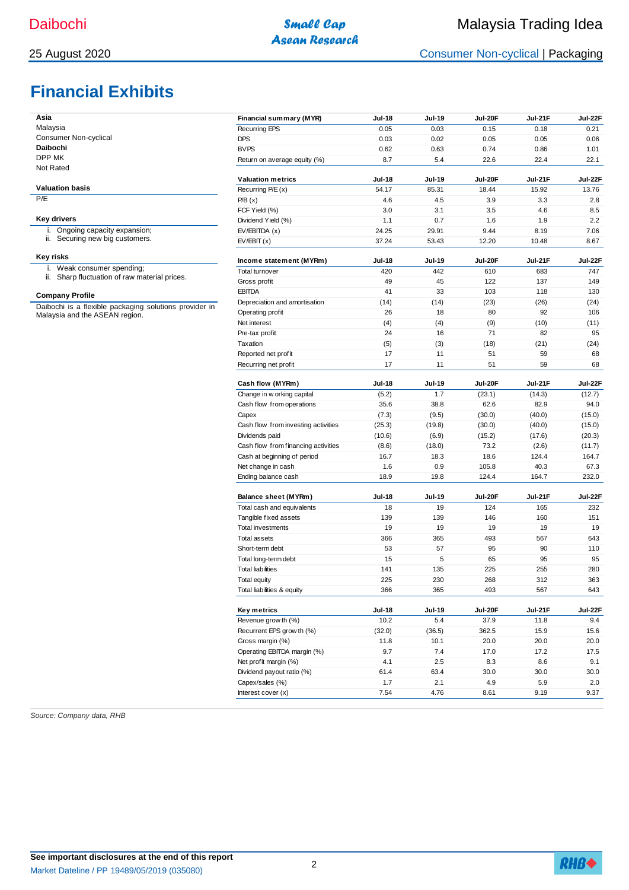# Financial Exhibits

**Asia**
Malaysia
Consumer Non-cyclical
**Daibochi**
DPP MK
Not Rated

**Valuation basis**

P/E

**Key drivers**

i. Ongoing capacity expansion;
ii. Securing new big customers.

**Key risks**

i. Weak consumer spending;
ii. Sharp fluctuation of raw material prices.

**Company Profile**

Daibochi is a flexible packaging solutions provider in Malaysia and the ASEAN region.

| Financial summary (MYR) | Jul-18 | Jul-19 | Jul-20F | Jul-21F | Jul-22F |
|---|---|---|---|---|---|
| Recurring EPS | 0.05 | 0.03 | 0.15 | 0.18 | 0.21 |
| DPS | 0.03 | 0.02 | 0.05 | 0.05 | 0.06 |
| BVPS | 0.62 | 0.63 | 0.74 | 0.86 | 1.01 |
| Return on average equity (%) | 8.7 | 5.4 | 22.6 | 22.4 | 22.1 |

| Valuation metrics | Jul-18 | Jul-19 | Jul-20F | Jul-21F | Jul-22F |
|---|---|---|---|---|---|
| Recurring P/E (x) | 54.17 | 85.31 | 18.44 | 15.92 | 13.76 |
| P/B (x) | 4.6 | 4.5 | 3.9 | 3.3 | 2.8 |
| FCF Yield (%) | 3.0 | 3.1 | 3.5 | 4.6 | 8.5 |
| Dividend Yield (%) | 1.1 | 0.7 | 1.6 | 1.9 | 2.2 |
| EV/EBITDA (x) | 24.25 | 29.91 | 9.44 | 8.19 | 7.06 |
| EV/EBIT (x) | 37.24 | 53.43 | 12.20 | 10.48 | 8.67 |

| Income statement (MYRm) | Jul-18 | Jul-19 | Jul-20F | Jul-21F | Jul-22F |
|---|---|---|---|---|---|
| Total turnover | 420 | 442 | 610 | 683 | 747 |
| Gross profit | 49 | 45 | 122 | 137 | 149 |
| EBITDA | 41 | 33 | 103 | 118 | 130 |
| Depreciation and amortisation | (14) | (14) | (23) | (26) | (24) |
| Operating profit | 26 | 18 | 80 | 92 | 106 |
| Net interest | (4) | (4) | (9) | (10) | (11) |
| Pre-tax profit | 24 | 16 | 71 | 82 | 95 |
| Taxation | (5) | (3) | (18) | (21) | (24) |
| Reported net profit | 17 | 11 | 51 | 59 | 68 |
| Recurring net profit | 17 | 11 | 51 | 59 | 68 |

| Cash flow (MYRm) | Jul-18 | Jul-19 | Jul-20F | Jul-21F | Jul-22F |
|---|---|---|---|---|---|
| Change in working capital | (5.2) | 1.7 | (23.1) | (14.3) | (12.7) |
| Cash flow from operations | 35.6 | 38.8 | 62.6 | 82.9 | 94.0 |
| Capex | (7.3) | (9.5) | (30.0) | (40.0) | (15.0) |
| Cash flow from investing activities | (25.3) | (19.8) | (30.0) | (40.0) | (15.0) |
| Dividends paid | (10.6) | (6.9) | (15.2) | (17.6) | (20.3) |
| Cash flow from financing activities | (8.6) | (18.0) | 73.2 | (2.6) | (11.7) |
| Cash at beginning of period | 16.7 | 18.3 | 18.6 | 124.4 | 164.7 |
| Net change in cash | 1.6 | 0.9 | 105.8 | 40.3 | 67.3 |
| Ending balance cash | 18.9 | 19.8 | 124.4 | 164.7 | 232.0 |

| Balance sheet (MYRm) | Jul-18 | Jul-19 | Jul-20F | Jul-21F | Jul-22F |
|---|---|---|---|---|---|
| Total cash and equivalents | 18 | 19 | 124 | 165 | 232 |
| Tangible fixed assets | 139 | 139 | 146 | 160 | 151 |
| Total investments | 19 | 19 | 19 | 19 | 19 |
| Total assets | 366 | 365 | 493 | 567 | 643 |
| Short-term debt | 53 | 57 | 95 | 90 | 110 |
| Total long-term debt | 15 | 5 | 65 | 95 | 95 |
| Total liabilities | 141 | 135 | 225 | 255 | 280 |
| Total equity | 225 | 230 | 268 | 312 | 363 |
| Total liabilities & equity | 366 | 365 | 493 | 567 | 643 |

| Key metrics | Jul-18 | Jul-19 | Jul-20F | Jul-21F | Jul-22F |
|---|---|---|---|---|---|
| Revenue growth (%) | 10.2 | 5.4 | 37.9 | 11.8 | 9.4 |
| Recurrent EPS growth (%) | (32.0) | (36.5) | 362.5 | 15.9 | 15.6 |
| Gross margin (%) | 11.8 | 10.1 | 20.0 | 20.0 | 20.0 |
| Operating EBITDA margin (%) | 9.7 | 7.4 | 17.0 | 17.2 | 17.5 |
| Net profit margin (%) | 4.1 | 2.5 | 8.3 | 8.6 | 9.1 |
| Dividend payout ratio (%) | 61.4 | 63.4 | 30.0 | 30.0 | 30.0 |
| Capex/sales (%) | 1.7 | 2.1 | 4.9 | 5.9 | 2.0 |
| Interest cover (x) | 7.54 | 4.76 | 8.61 | 9.19 | 9.37 |

*Source: Company data, RHB*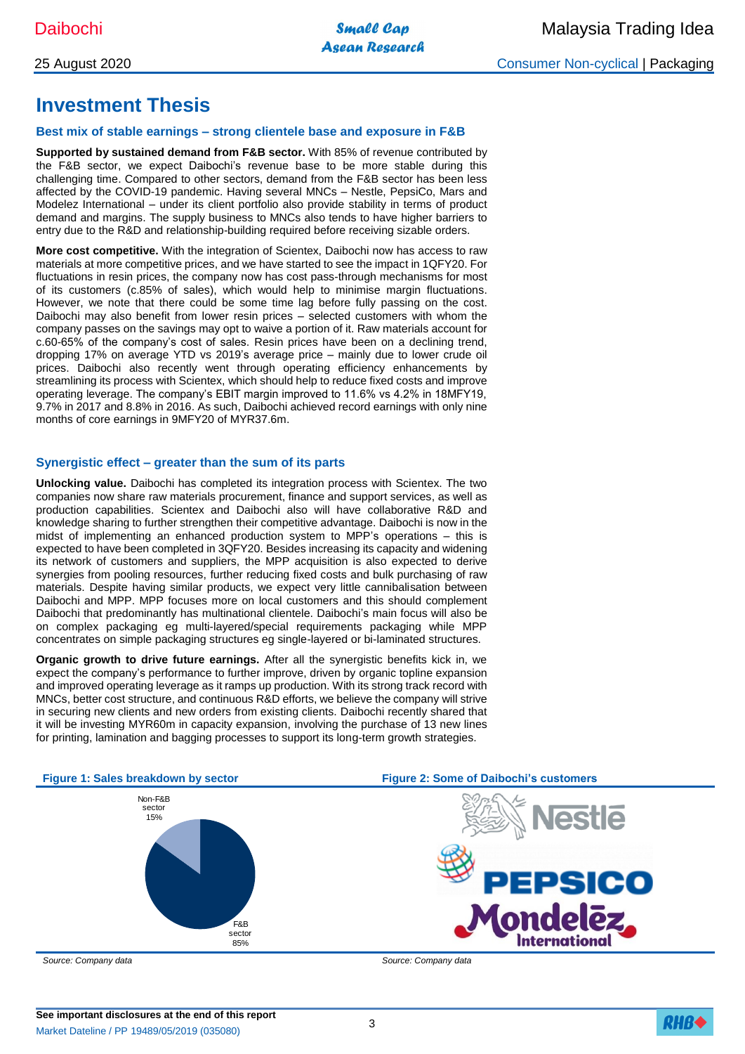# Investment Thesis

### Best mix of stable earnings – strong clientele base and exposure in F&B

**Supported by sustained demand from F&B sector.** With 85% of revenue contributed by the F&B sector, we expect Daibochi's revenue base to be more stable during this challenging time. Compared to other sectors, demand from the F&B sector has been less affected by the COVID-19 pandemic. Having several MNCs – Nestle, PepsiCo, Mars and Modelez International – under its client portfolio also provide stability in terms of product demand and margins. The supply business to MNCs also tends to have higher barriers to entry due to the R&D and relationship-building required before receiving sizable orders.

**More cost competitive.** With the integration of Scientex, Daibochi now has access to raw materials at more competitive prices, and we have started to see the impact in 1QFY20. For fluctuations in resin prices, the company now has cost pass-through mechanisms for most of its customers (c.85% of sales), which would help to minimise margin fluctuations. However, we note that there could be some time lag before fully passing on the cost. Daibochi may also benefit from lower resin prices – selected customers with whom the company passes on the savings may opt to waive a portion of it. Raw materials account for c.60-65% of the company's cost of sales. Resin prices have been on a declining trend, dropping 17% on average YTD vs 2019's average price – mainly due to lower crude oil prices. Daibochi also recently went through operating efficiency enhancements by streamlining its process with Scientex, which should help to reduce fixed costs and improve operating leverage. The company's EBIT margin improved to 11.6% vs 4.2% in 18MFY19, 9.7% in 2017 and 8.8% in 2016. As such, Daibochi achieved record earnings with only nine months of core earnings in 9MFY20 of MYR37.6m.

### Synergistic effect – greater than the sum of its parts

**Unlocking value.** Daibochi has completed its integration process with Scientex. The two companies now share raw materials procurement, finance and support services, as well as production capabilities. Scientex and Daibochi also will have collaborative R&D and knowledge sharing to further strengthen their competitive advantage. Daibochi is now in the midst of implementing an enhanced production system to MPP's operations – this is expected to have been completed in 3QFY20. Besides increasing its capacity and widening its network of customers and suppliers, the MPP acquisition is also expected to derive synergies from pooling resources, further reducing fixed costs and bulk purchasing of raw materials. Despite having similar products, we expect very little cannibalisation between Daibochi and MPP. MPP focuses more on local customers and this should complement Daibochi that predominantly has multinational clientele. Daibochi's main focus will also be on complex packaging eg multi-layered/special requirements packaging while MPP concentrates on simple packaging structures eg single-layered or bi-laminated structures.

**Organic growth to drive future earnings.** After all the synergistic benefits kick in, we expect the company's performance to further improve, driven by organic topline expansion and improved operating leverage as it ramps up production. With its strong track record with MNCs, better cost structure, and continuous R&D efforts, we believe the company will strive in securing new clients and new orders from existing clients. Daibochi recently shared that it will be investing MYR60m in capacity expansion, involving the purchase of 13 new lines for printing, lamination and bagging processes to support its long-term growth strategies.

**Figure 1: Sales breakdown by sector**

| Sector | Share |
|---|---|
| F&B sector | 85% |
| Non-F&B sector | 15% |

*Source: Company data*

**Figure 2: Some of Daibochi's customers**

Nestlé, PEPSICO, Mondelēz International

*Source: Company data*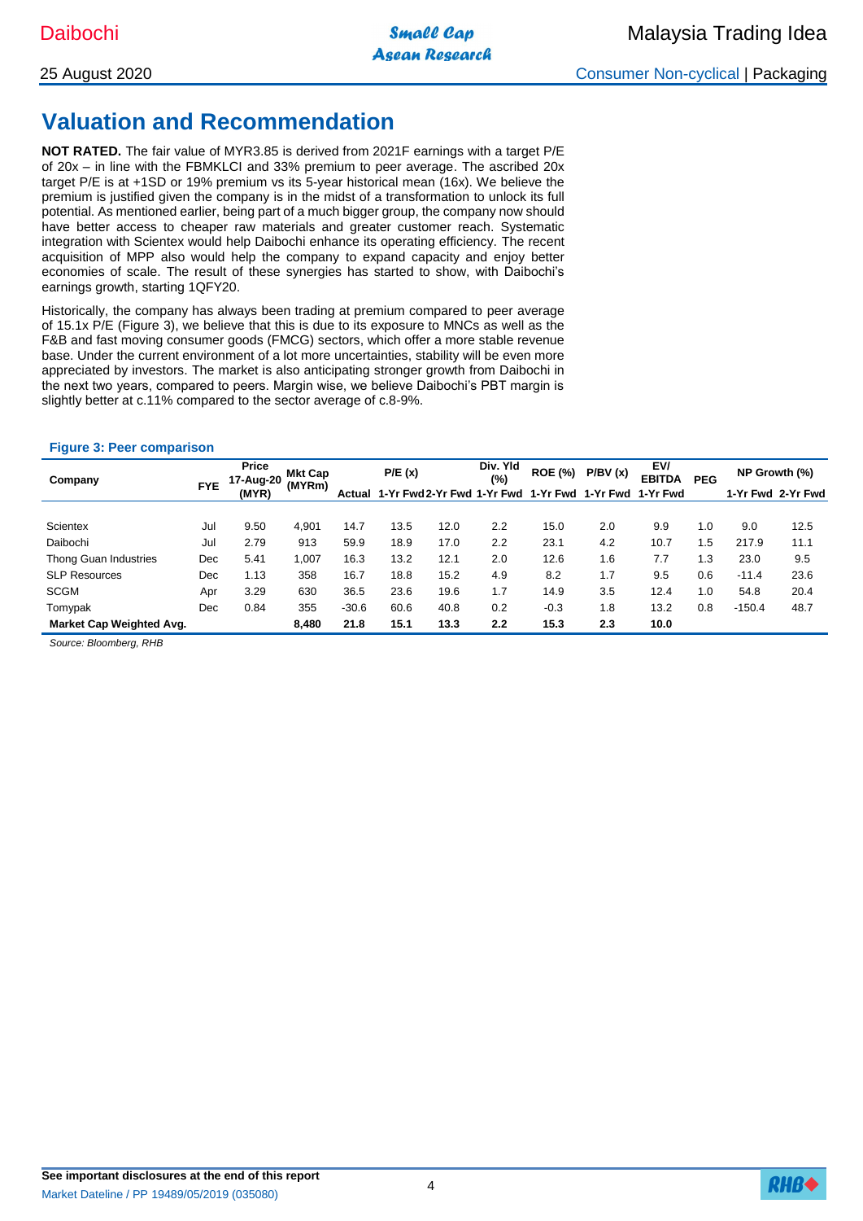# Valuation and Recommendation

**NOT RATED.** The fair value of MYR3.85 is derived from 2021F earnings with a target P/E of 20x – in line with the FBMKLCI and 33% premium to peer average. The ascribed 20x target P/E is at +1SD or 19% premium vs its 5-year historical mean (16x). We believe the premium is justified given the company is in the midst of a transformation to unlock its full potential. As mentioned earlier, being part of a much bigger group, the company now should have better access to cheaper raw materials and greater customer reach. Systematic integration with Scientex would help Daibochi enhance its operating efficiency. The recent acquisition of MPP also would help the company to expand capacity and enjoy better economies of scale. The result of these synergies has started to show, with Daibochi's earnings growth, starting 1QFY20.

Historically, the company has always been trading at premium compared to peer average of 15.1x P/E (Figure 3), we believe that this is due to its exposure to MNCs as well as the F&B and fast moving consumer goods (FMCG) sectors, which offer a more stable revenue base. Under the current environment of a lot more uncertainties, stability will be even more appreciated by investors. The market is also anticipating stronger growth from Daibochi in the next two years, compared to peers. Margin wise, we believe Daibochi's PBT margin is slightly better at c.11% compared to the sector average of c.8-9%.

**Figure 3: Peer comparison**

| Company | FYE | Price 17-Aug-20 (MYR) | Mkt Cap (MYRm) | P/E (x) | | | Div. Yld (%) | ROE (%) | P/BV (x) | EV/ EBITDA | PEG | NP Growth (%) | |
|---|---|---|---|---|---|---|---|---|---|---|---|---|---|
| | | | | Actual | 1-Yr Fwd | 2-Yr Fwd | 1-Yr Fwd | 1-Yr Fwd | 1-Yr Fwd | 1-Yr Fwd | | 1-Yr Fwd | 2-Yr Fwd |
| Scientex | Jul | 9.50 | 4,901 | 14.7 | 13.5 | 12.0 | 2.2 | 15.0 | 2.0 | 9.9 | 1.0 | 9.0 | 12.5 |
| Daibochi | Jul | 2.79 | 913 | 59.9 | 18.9 | 17.0 | 2.2 | 23.1 | 4.2 | 10.7 | 1.5 | 217.9 | 11.1 |
| Thong Guan Industries | Dec | 5.41 | 1,007 | 16.3 | 13.2 | 12.1 | 2.0 | 12.6 | 1.6 | 7.7 | 1.3 | 23.0 | 9.5 |
| SLP Resources | Dec | 1.13 | 358 | 16.7 | 18.8 | 15.2 | 4.9 | 8.2 | 1.7 | 9.5 | 0.6 | -11.4 | 23.6 |
| SCGM | Apr | 3.29 | 630 | 36.5 | 23.6 | 19.6 | 1.7 | 14.9 | 3.5 | 12.4 | 1.0 | 54.8 | 20.4 |
| Tomypak | Dec | 0.84 | 355 | -30.6 | 60.6 | 40.8 | 0.2 | -0.3 | 1.8 | 13.2 | 0.8 | -150.4 | 48.7 |
| **Market Cap Weighted Avg.** | | | **8,480** | **21.8** | **15.1** | **13.3** | **2.2** | **15.3** | **2.3** | **10.0** | | | |

*Source: Bloomberg, RHB*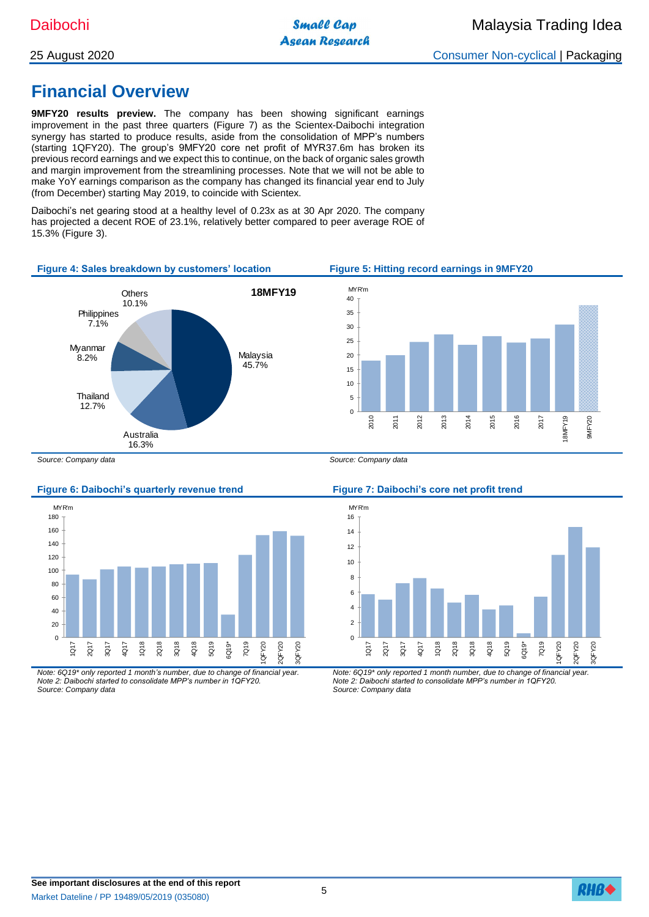# Financial Overview

**9MFY20 results preview.** The company has been showing significant earnings improvement in the past three quarters (Figure 7) as the Scientex-Daibochi integration synergy has started to produce results, aside from the consolidation of MPP's numbers (starting 1QFY20). The group's 9MFY20 core net profit of MYR37.6m has broken its previous record earnings and we expect this to continue, on the back of organic sales growth and margin improvement from the streamlining processes. Note that we will not be able to make YoY earnings comparison as the company has changed its financial year end to July (from December) starting May 2019, to coincide with Scientex.

Daibochi's net gearing stood at a healthy level of 0.23x as at 30 Apr 2020. The company has projected a decent ROE of 23.1%, relatively better compared to peer average ROE of 15.3% (Figure 3).

**Figure 4: Sales breakdown by customers' location**

18MFY19

| Location | Share |
|---|---|
| Malaysia | 45.7% |
| Australia | 16.3% |
| Thailand | 12.7% |
| Myanmar | 8.2% |
| Philippines | 7.1% |
| Others | 10.1% |

*Source: Company data*

**Figure 5: Hitting record earnings in 9MFY20**

MYR'm (2010, 2011, 2012, 2013, 2014, 2015, 2016, 2017, 18MFY19, 9MFY20)

*Source: Company data*

**Figure 6: Daibochi's quarterly revenue trend**

MYR'm (1Q17, 2Q17, 3Q17, 4Q17, 1Q18, 2Q18, 3Q18, 4Q18, 5Q19, 6Q19*, 7Q19, 1QFY20, 2QFY20, 3QFY20)

*Note: 6Q19\* only reported 1 month's number, due to change of financial year.*
*Note 2: Daibochi started to consolidate MPP's number in 1QFY20.*
*Source: Company data*

**Figure 7: Daibochi's core net profit trend**

MYR'm (1Q17, 2Q17, 3Q17, 4Q17, 1Q18, 2Q18, 3Q18, 4Q18, 5Q19, 6Q19*, 7Q19, 1QFY20, 2QFY20, 3QFY20)

*Note: 6Q19\* only reported 1 month number, due to change of financial year.*
*Note 2: Daibochi started to consolidate MPP's number in 1QFY20.*
*Source: Company data*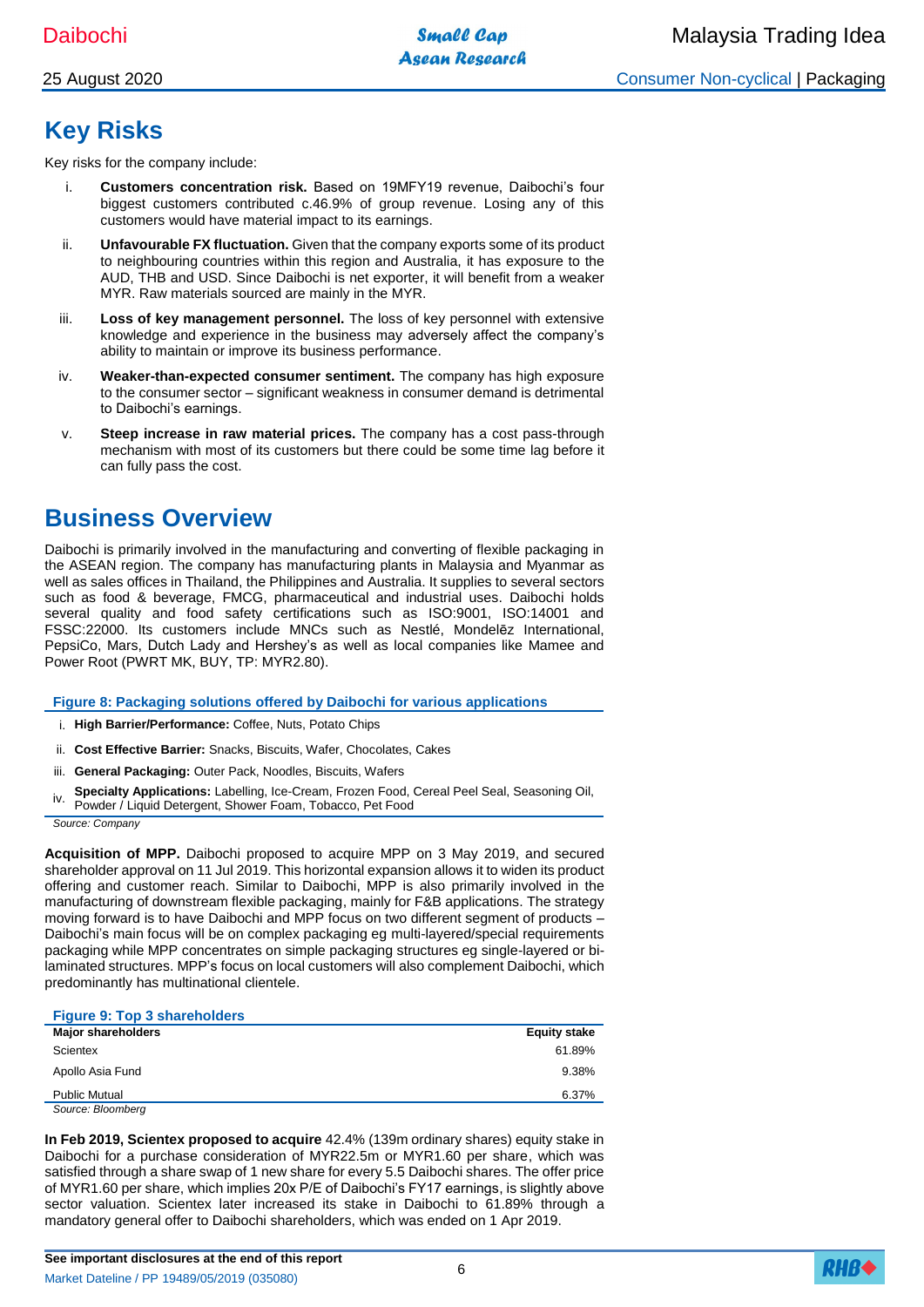## Key Risks

Key risks for the company include:

i. **Customers concentration risk.** Based on 19MFY19 revenue, Daibochi's four biggest customers contributed c.46.9% of group revenue. Losing any of this customers would have material impact to its earnings.

ii. **Unfavourable FX fluctuation.** Given that the company exports some of its product to neighbouring countries within this region and Australia, it has exposure to the AUD, THB and USD. Since Daibochi is net exporter, it will benefit from a weaker MYR. Raw materials sourced are mainly in the MYR.

iii. **Loss of key management personnel.** The loss of key personnel with extensive knowledge and experience in the business may adversely affect the company's ability to maintain or improve its business performance.

iv. **Weaker-than-expected consumer sentiment.** The company has high exposure to the consumer sector – significant weakness in consumer demand is detrimental to Daibochi's earnings.

v. **Steep increase in raw material prices.** The company has a cost pass-through mechanism with most of its customers but there could be some time lag before it can fully pass the cost.

## Business Overview

Daibochi is primarily involved in the manufacturing and converting of flexible packaging in the ASEAN region. The company has manufacturing plants in Malaysia and Myanmar as well as sales offices in Thailand, the Philippines and Australia. It supplies to several sectors such as food & beverage, FMCG, pharmaceutical and industrial uses. Daibochi holds several quality and food safety certifications such as ISO:9001, ISO:14001 and FSSC:22000. Its customers include MNCs such as Nestlé, Mondelēz International, PepsiCo, Mars, Dutch Lady and Hershey's as well as local companies like Mamee and Power Root (PWRT MK, BUY, TP: MYR2.80).

**Figure 8: Packaging solutions offered by Daibochi for various applications**

i. **High Barrier/Performance:** Coffee, Nuts, Potato Chips
ii. **Cost Effective Barrier:** Snacks, Biscuits, Wafer, Chocolates, Cakes
iii. **General Packaging:** Outer Pack, Noodles, Biscuits, Wafers
iv. **Specialty Applications:** Labelling, Ice-Cream, Frozen Food, Cereal Peel Seal, Seasoning Oil, Powder / Liquid Detergent, Shower Foam, Tobacco, Pet Food

*Source: Company*

**Acquisition of MPP.** Daibochi proposed to acquire MPP on 3 May 2019, and secured shareholder approval on 11 Jul 2019. This horizontal expansion allows it to widen its product offering and customer reach. Similar to Daibochi, MPP is also primarily involved in the manufacturing of downstream flexible packaging, mainly for F&B applications. The strategy moving forward is to have Daibochi and MPP focus on two different segment of products – Daibochi's main focus will be on complex packaging eg multi-layered/special requirements packaging while MPP concentrates on simple packaging structures eg single-layered or bi-laminated structures. MPP's focus on local customers will also complement Daibochi, which predominantly has multinational clientele.

**Figure 9: Top 3 shareholders**

| Major shareholders | Equity stake |
|---|---|
| Scientex | 61.89% |
| Apollo Asia Fund | 9.38% |
| Public Mutual | 6.37% |

*Source: Bloomberg*

**In Feb 2019, Scientex proposed to acquire** 42.4% (139m ordinary shares) equity stake in Daibochi for a purchase consideration of MYR22.5m or MYR1.60 per share, which was satisfied through a share swap of 1 new share for every 5.5 Daibochi shares. The offer price of MYR1.60 per share, which implies 20x P/E of Daibochi's FY17 earnings, is slightly above sector valuation. Scientex later increased its stake in Daibochi to 61.89% through a mandatory general offer to Daibochi shareholders, which was ended on 1 Apr 2019.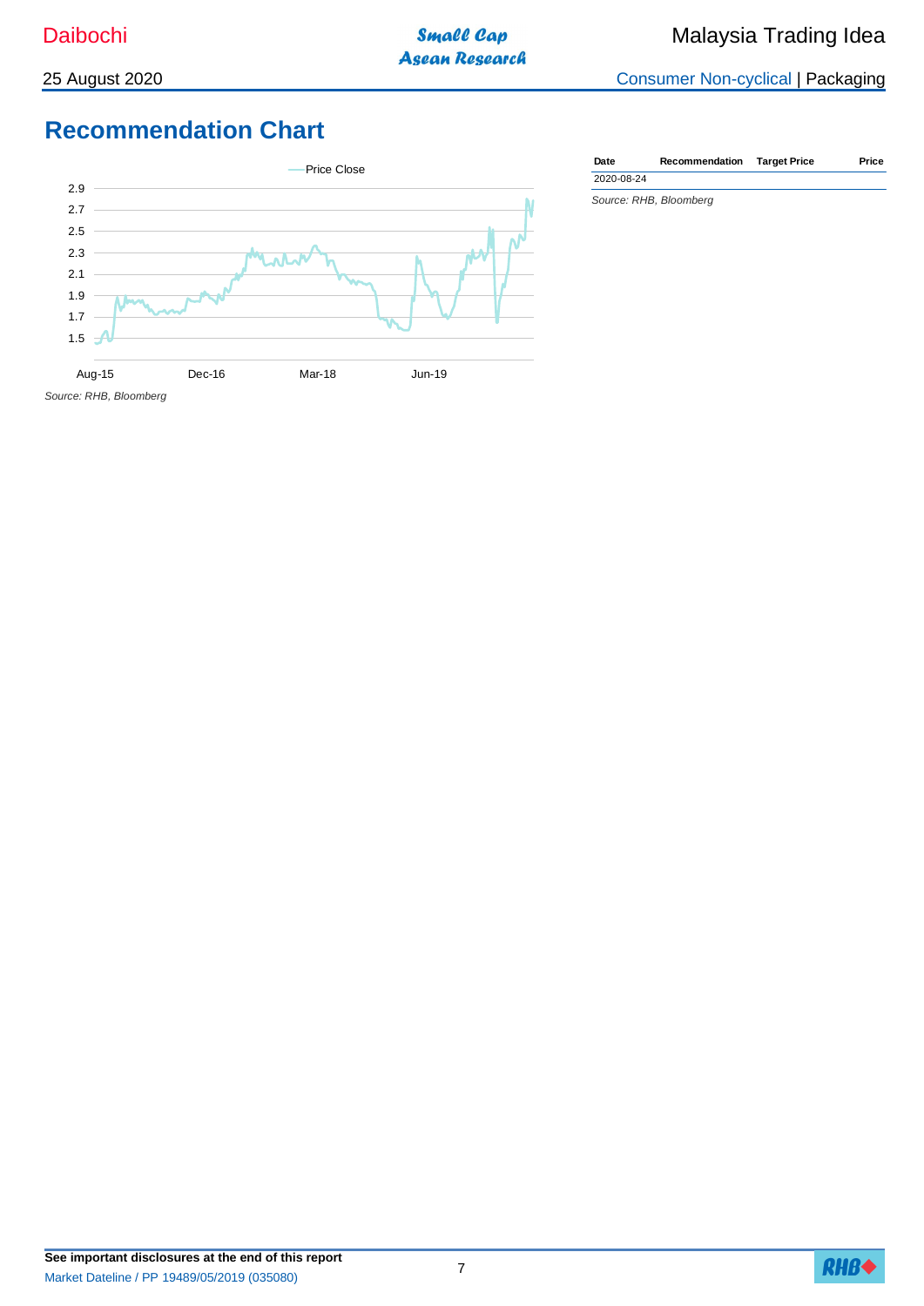## Recommendation Chart

Price Close

Source: RHB, Bloomberg

| Date | Recommendation | Target Price | Price |
|---|---|---|---|
| 2020-08-24 | | | |

*Source: RHB, Bloomberg*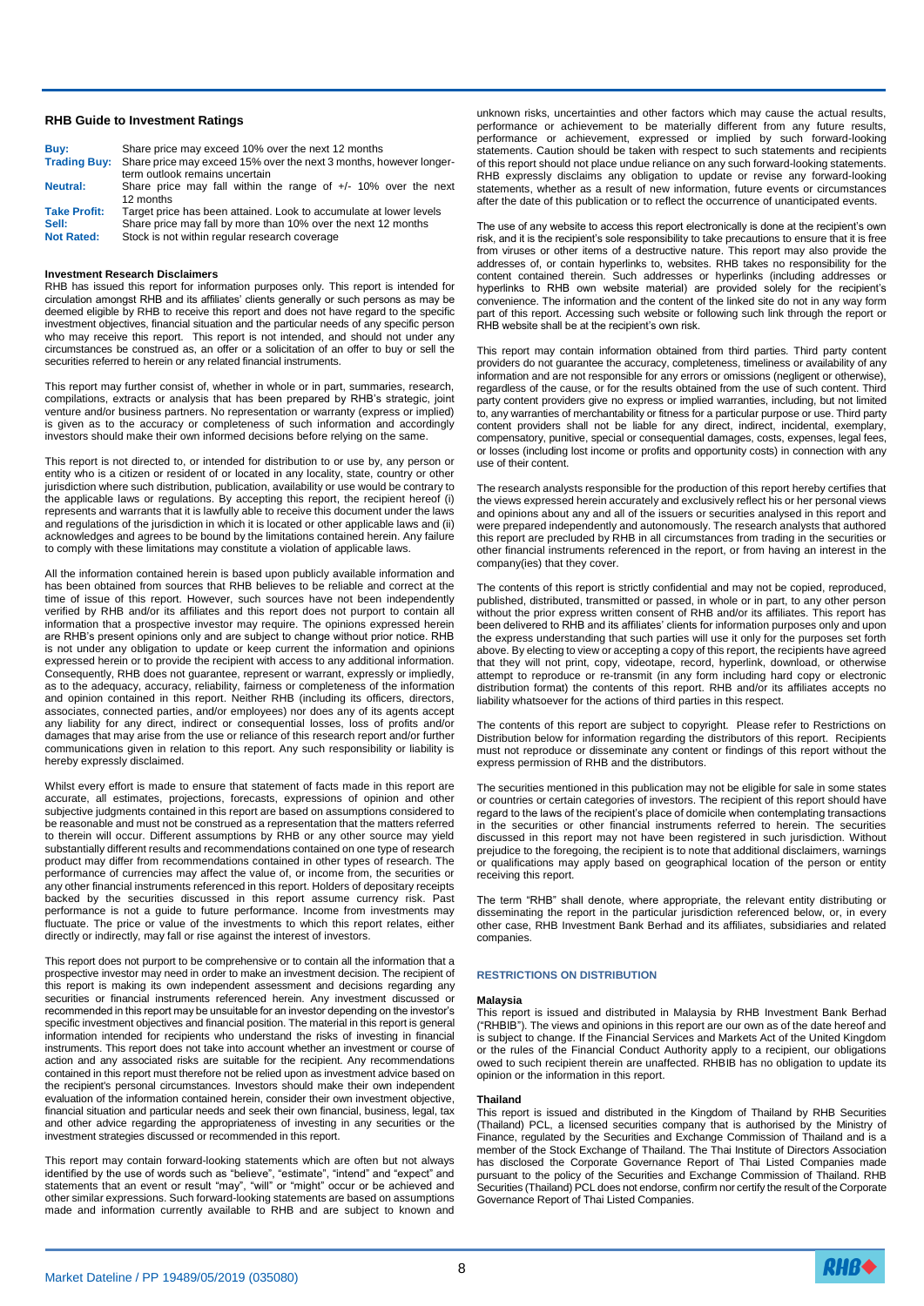### RHB Guide to Investment Ratings

| | |
|---|---|
| **Buy:** | Share price may exceed 10% over the next 12 months |
| **Trading Buy:** | Share price may exceed 15% over the next 3 months, however longer-term outlook remains uncertain |
| **Neutral:** | Share price may fall within the range of +/- 10% over the next 12 months |
| **Take Profit:** | Target price has been attained. Look to accumulate at lower levels |
| **Sell:** | Share price may fall by more than 10% over the next 12 months |
| **Not Rated:** | Stock is not within regular research coverage |

**Investment Research Disclaimers**

RHB has issued this report for information purposes only. This report is intended for circulation amongst RHB and its affiliates' clients generally or such persons as may be deemed eligible by RHB to receive this report and does not have regard to the specific investment objectives, financial situation and the particular needs of any specific person who may receive this report. This report is not intended, and should not under any circumstances be construed as, an offer or a solicitation of an offer to buy or sell the securities referred to herein or any related financial instruments.

This report may further consist of, whether in whole or in part, summaries, research, compilations, extracts or analysis that has been prepared by RHB's strategic, joint venture and/or business partners. No representation or warranty (express or implied) is given as to the accuracy or completeness of such information and accordingly investors should make their own informed decisions before relying on the same.

This report is not directed to, or intended for distribution to or use by, any person or entity who is a citizen or resident of or located in any locality, state, country or other jurisdiction where such distribution, publication, availability or use would be contrary to the applicable laws or regulations. By accepting this report, the recipient hereof (i) represents and warrants that it is lawfully able to receive this document under the laws and regulations of the jurisdiction in which it is located or other applicable laws and (ii) acknowledges and agrees to be bound by the limitations contained herein. Any failure to comply with these limitations may constitute a violation of applicable laws.

All the information contained herein is based upon publicly available information and has been obtained from sources that RHB believes to be reliable and correct at the time of issue of this report. However, such sources have not been independently verified by RHB and/or its affiliates and this report does not purport to contain all information that a prospective investor may require. The opinions expressed herein are RHB's present opinions only and are subject to change without prior notice. RHB is not under any obligation to update or keep current the information and opinions expressed herein or to provide the recipient with access to any additional information. Consequently, RHB does not guarantee, represent or warrant, expressly or impliedly, as to the adequacy, accuracy, reliability, fairness or completeness of the information and opinion contained in this report. Neither RHB (including its officers, directors, associates, connected parties, and/or employees) nor does any of its agents accept any liability for any direct, indirect or consequential losses, loss of profits and/or damages that may arise from the use or reliance of this research report and/or further communications given in relation to this report. Any such responsibility or liability is hereby expressly disclaimed.

Whilst every effort is made to ensure that statement of facts made in this report are accurate, all estimates, projections, forecasts, expressions of opinion and other subjective judgments contained in this report are based on assumptions considered to be reasonable and must not be construed as a representation that the matters referred to therein will occur. Different assumptions by RHB or any other source may yield substantially different results and recommendations contained on one type of research product may differ from recommendations contained in other types of research. The performance of currencies may affect the value of, or income from, the securities or any other financial instruments referenced in this report. Holders of depositary receipts backed by the securities discussed in this report assume currency risk. Past performance is not a guide to future performance. Income from investments may fluctuate. The price or value of the investments to which this report relates, either directly or indirectly, may fall or rise against the interest of investors.

This report does not purport to be comprehensive or to contain all the information that a prospective investor may need in order to make an investment decision. The recipient of this report is making its own independent assessment and decisions regarding any securities or financial instruments referenced herein. Any investment discussed or recommended in this report may be unsuitable for an investor depending on the investor's specific investment objectives and financial position. The material in this report is general information intended for recipients who understand the risks of investing in financial instruments. This report does not take into account whether an investment or course of action and any associated risks are suitable for the recipient. Any recommendations contained in this report must therefore not be relied upon as investment advice based on the recipient's personal circumstances. Investors should make their own independent evaluation of the information contained herein, consider their own investment objective, financial situation and particular needs and seek their own financial, business, legal, tax and other advice regarding the appropriateness of investing in any securities or the investment strategies discussed or recommended in this report.

This report may contain forward-looking statements which are often but not always identified by the use of words such as "believe", "estimate", "intend" and "expect" and statements that an event or result "may", "will" or "might" occur or be achieved and other similar expressions. Such forward-looking statements are based on assumptions made and information currently available to RHB and are subject to known and unknown risks, uncertainties and other factors which may cause the actual results, performance or achievement to be materially different from any future results, performance or achievement, expressed or implied by such forward-looking statements. Caution should be taken with respect to such statements and recipients of this report should not place undue reliance on any such forward-looking statements. RHB expressly disclaims any obligation to update or revise any forward-looking statements, whether as a result of new information, future events or circumstances after the date of this publication or to reflect the occurrence of unanticipated events.

The use of any website to access this report electronically is done at the recipient's own risk, and it is the recipient's sole responsibility to take precautions to ensure that it is free from viruses or other items of a destructive nature. This report may also provide the addresses of, or contain hyperlinks to, websites. RHB takes no responsibility for the content contained therein. Such addresses or hyperlinks (including addresses or hyperlinks to RHB own website material) are provided solely for the recipient's convenience. The information and the content of the linked site do not in any way form part of this report. Accessing such website or following such link through the report or RHB website shall be at the recipient's own risk.

This report may contain information obtained from third parties. Third party content providers do not guarantee the accuracy, completeness, timeliness or availability of any information and are not responsible for any errors or omissions (negligent or otherwise), regardless of the cause, or for the results obtained from the use of such content. Third party content providers give no express or implied warranties, including, but not limited to, any warranties of merchantability or fitness for a particular purpose or use. Third party content providers shall not be liable for any direct, indirect, incidental, exemplary, compensatory, punitive, special or consequential damages, costs, expenses, legal fees, or losses (including lost income or profits and opportunity costs) in connection with any use of their content.

The research analysts responsible for the production of this report hereby certifies that the views expressed herein accurately and exclusively reflect his or her personal views and opinions about any and all of the issuers or securities analysed in this report and were prepared independently and autonomously. The research analysts that authored this report are precluded by RHB in all circumstances from trading in the securities or other financial instruments referenced in the report, or from having an interest in the company(ies) that they cover.

The contents of this report is strictly confidential and may not be copied, reproduced, published, distributed, transmitted or passed, in whole or in part, to any other person without the prior express written consent of RHB and/or its affiliates. This report has been delivered to RHB and its affiliates' clients for information purposes only and upon the express understanding that such parties will use it only for the purposes set forth above. By electing to view or accepting a copy of this report, the recipients have agreed that they will not print, copy, videotape, record, hyperlink, download, or otherwise attempt to reproduce or re-transmit (in any form including hard copy or electronic distribution format) the contents of this report. RHB and/or its affiliates accepts no liability whatsoever for the actions of third parties in this respect.

The contents of this report are subject to copyright. Please refer to Restrictions on Distribution below for information regarding the distributors of this report. Recipients must not reproduce or disseminate any content or findings of this report without the express permission of RHB and the distributors.

The securities mentioned in this publication may not be eligible for sale in some states or countries or certain categories of investors. The recipient of this report should have regard to the laws of the recipient's place of domicile when contemplating transactions in the securities or other financial instruments referred to herein. The securities discussed in this report may not have been registered in such jurisdiction. Without prejudice to the foregoing, the recipient is to note that additional disclaimers, warnings or qualifications may apply based on geographical location of the person or entity receiving this report.

The term "RHB" shall denote, where appropriate, the relevant entity distributing or disseminating the report in the particular jurisdiction referenced below, or, in every other case, RHB Investment Bank Berhad and its affiliates, subsidiaries and related companies.

### RESTRICTIONS ON DISTRIBUTION

**Malaysia**

This report is issued and distributed in Malaysia by RHB Investment Bank Berhad ("RHBIB"). The views and opinions in this report are our own as of the date hereof and is subject to change. If the Financial Services and Markets Act of the United Kingdom or the rules of the Financial Conduct Authority apply to a recipient, our obligations owed to such recipient therein are unaffected. RHBIB has no obligation to update its opinion or the information in this report.

**Thailand**

This report is issued and distributed in the Kingdom of Thailand by RHB Securities (Thailand) PCL, a licensed securities company that is authorised by the Ministry of Finance, regulated by the Securities and Exchange Commission of Thailand and is a member of the Stock Exchange of Thailand. The Thai Institute of Directors Association has disclosed the Corporate Governance Report of Thai Listed Companies made pursuant to the policy of the Securities and Exchange Commission of Thailand. RHB Securities (Thailand) PCL does not endorse, confirm nor certify the result of the Corporate Governance Report of Thai Listed Companies.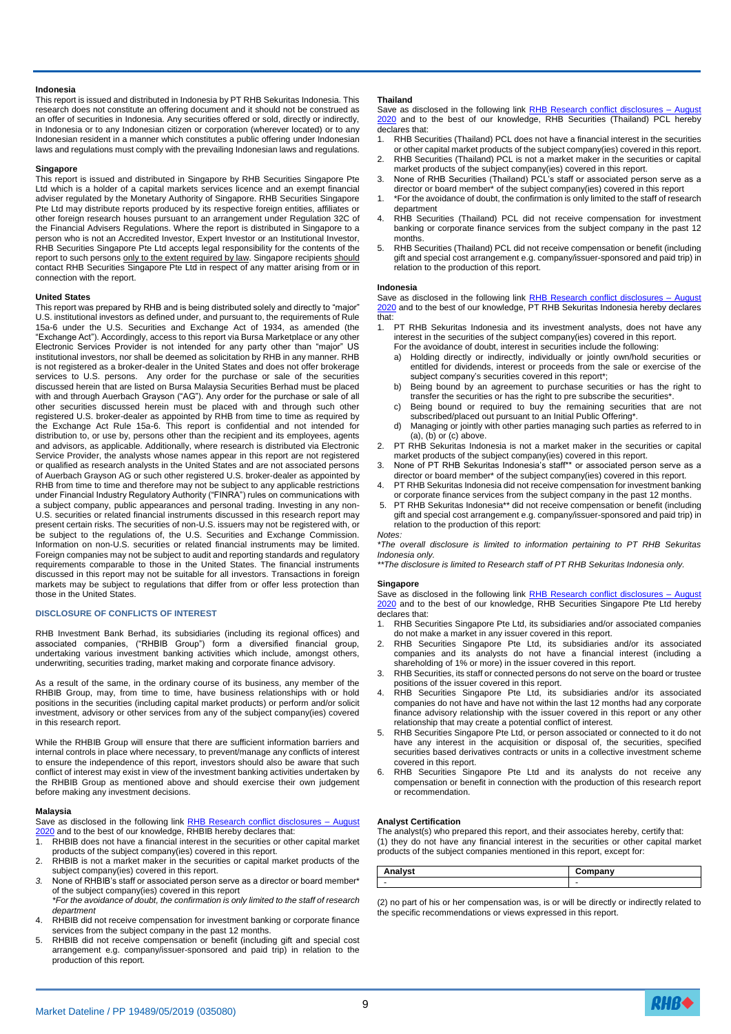#### Indonesia

This report is issued and distributed in Indonesia by PT RHB Sekuritas Indonesia. This research does not constitute an offering document and it should not be construed as an offer of securities in Indonesia. Any securities offered or sold, directly or indirectly, in Indonesia or to any Indonesian citizen or corporation (wherever located) or to any Indonesian resident in a manner which constitutes a public offering under Indonesian laws and regulations must comply with the prevailing Indonesian laws and regulations.

#### Singapore

This report is issued and distributed in Singapore by RHB Securities Singapore Pte Ltd which is a holder of a capital markets services licence and an exempt financial adviser regulated by the Monetary Authority of Singapore. RHB Securities Singapore Pte Ltd may distribute reports produced by its respective foreign entities, affiliates or other foreign research houses pursuant to an arrangement under Regulation 32C of the Financial Advisers Regulations. Where the report is distributed in Singapore to a person who is not an Accredited Investor, Expert Investor or an Institutional Investor, RHB Securities Singapore Pte Ltd accepts legal responsibility for the contents of the report to such persons only to the extent required by law. Singapore recipients should contact RHB Securities Singapore Pte Ltd in respect of any matter arising from or in connection with the report.

#### United States

This report was prepared by RHB and is being distributed solely and directly to "major" U.S. institutional investors as defined under, and pursuant to, the requirements of Rule 15a-6 under the U.S. Securities and Exchange Act of 1934, as amended (the "Exchange Act"). Accordingly, access to this report via Bursa Marketplace or any other Electronic Services Provider is not intended for any party other than "major" US institutional investors, nor shall be deemed as solicitation by RHB in any manner. RHB is not registered as a broker-dealer in the United States and does not offer brokerage services to U.S. persons. Any order for the purchase or sale of the securities discussed herein that are listed on Bursa Malaysia Securities Berhad must be placed with and through Auerbach Grayson ("AG"). Any order for the purchase or sale of all other securities discussed herein must be placed with and through such other registered U.S. broker-dealer as appointed by RHB from time to time as required by the Exchange Act Rule 15a-6. This report is confidential and not intended for distribution to, or use by, persons other than the recipient and its employees, agents and advisors, as applicable. Additionally, where research is distributed via Electronic Service Provider, the analysts whose names appear in this report are not registered or qualified as research analysts in the United States and are not associated persons of Auerbach Grayson AG or such other registered U.S. broker-dealer as appointed by RHB from time to time and therefore may not be subject to any applicable restrictions under Financial Industry Regulatory Authority ("FINRA") rules on communications with a subject company, public appearances and personal trading. Investing in any non-U.S. securities or related financial instruments discussed in this research report may present certain risks. The securities of non-U.S. issuers may not be registered with, or be subject to the regulations of, the U.S. Securities and Exchange Commission. Information on non-U.S. securities or related financial instruments may be limited. Foreign companies may not be subject to audit and reporting standards and regulatory requirements comparable to those in the United States. The financial instruments discussed in this report may not be suitable for all investors. Transactions in foreign markets may be subject to regulations that differ from or offer less protection than those in the United States.

## DISCLOSURE OF CONFLICTS OF INTEREST

RHB Investment Bank Berhad, its subsidiaries (including its regional offices) and associated companies, ("RHBIB Group") form a diversified financial group, undertaking various investment banking activities which include, amongst others, underwriting, securities trading, market making and corporate finance advisory.

As a result of the same, in the ordinary course of its business, any member of the RHBIB Group, may, from time to time, have business relationships with or hold positions in the securities (including capital market products) or perform and/or solicit investment, advisory or other services from any of the subject company(ies) covered in this research report.

While the RHBIB Group will ensure that there are sufficient information barriers and internal controls in place where necessary, to prevent/manage any conflicts of interest to ensure the independence of this report, investors should also be aware that such conflict of interest may exist in view of the investment banking activities undertaken by the RHBIB Group as mentioned above and should exercise their own judgement before making any investment decisions.

#### Malaysia

Save as disclosed in the following link RHB Research conflict disclosures – August 2020 and to the best of our knowledge, RHBIB hereby declares that:

1. RHBIB does not have a financial interest in the securities or other capital market products of the subject company(ies) covered in this report.
2. RHBIB is not a market maker in the securities or capital market products of the subject company(ies) covered in this report.
3. None of RHBIB's staff or associated person serve as a director or board member* of the subject company(ies) covered in this report
   *\*For the avoidance of doubt, the confirmation is only limited to the staff of research department*
4. RHBIB did not receive compensation for investment banking or corporate finance services from the subject company in the past 12 months.
5. RHBIB did not receive compensation or benefit (including gift and special cost arrangement e.g. company/issuer-sponsored and paid trip) in relation to the production of this report.

#### Thailand

Save as disclosed in the following link RHB Research conflict disclosures – August 2020 and to the best of our knowledge, RHB Securities (Thailand) PCL hereby declares that:

1. RHB Securities (Thailand) PCL does not have a financial interest in the securities or other capital market products of the subject company(ies) covered in this report.
2. RHB Securities (Thailand) PCL is not a market maker in the securities or capital market products of the subject company(ies) covered in this report.
3. None of RHB Securities (Thailand) PCL's staff or associated person serve as a director or board member* of the subject company(ies) covered in this report
1. *For the avoidance of doubt, the confirmation is only limited to the staff of research department
4. RHB Securities (Thailand) PCL did not receive compensation for investment banking or corporate finance services from the subject company in the past 12 months.
5. RHB Securities (Thailand) PCL did not receive compensation or benefit (including gift and special cost arrangement e.g. company/issuer-sponsored and paid trip) in relation to the production of this report.

#### Indonesia

Save as disclosed in the following link RHB Research conflict disclosures – August 2020 and to the best of our knowledge, PT RHB Sekuritas Indonesia hereby declares that:

1. PT RHB Sekuritas Indonesia and its investment analysts, does not have any interest in the securities of the subject company(ies) covered in this report.
   For the avoidance of doubt, interest in securities include the following:
   a) Holding directly or indirectly, individually or jointly own/hold securities or entitled for dividends, interest or proceeds from the sale or exercise of the subject company's securities covered in this report*;
   b) Being bound by an agreement to purchase securities or has the right to transfer the securities or has the right to pre subscribe the securities*.
   c) Being bound or required to buy the remaining securities that are not subscribed/placed out pursuant to an Initial Public Offering*.
   d) Managing or jointly with other parties managing such parties as referred to in (a), (b) or (c) above.
2. PT RHB Sekuritas Indonesia is not a market maker in the securities or capital market products of the subject company(ies) covered in this report.
3. None of PT RHB Sekuritas Indonesia's staff** or associated person serve as a director or board member* of the subject company(ies) covered in this report.
4. PT RHB Sekuritas Indonesia did not receive compensation for investment banking or corporate finance services from the subject company in the past 12 months.
5. PT RHB Sekuritas Indonesia** did not receive compensation or benefit (including gift and special cost arrangement e.g. company/issuer-sponsored and paid trip) in relation to the production of this report:

*Notes:*

*\*The overall disclosure is limited to information pertaining to PT RHB Sekuritas Indonesia only.*

*\*\*The disclosure is limited to Research staff of PT RHB Sekuritas Indonesia only.*

#### Singapore

Save as disclosed in the following link RHB Research conflict disclosures – August 2020 and to the best of our knowledge, RHB Securities Singapore Pte Ltd hereby declares that:

1. RHB Securities Singapore Pte Ltd, its subsidiaries and/or associated companies do not make a market in any issuer covered in this report.
2. RHB Securities Singapore Pte Ltd, its subsidiaries and/or its associated companies and its analysts do not have a financial interest (including a shareholding of 1% or more) in the issuer covered in this report.
3. RHB Securities, its staff or connected persons do not serve on the board or trustee positions of the issuer covered in this report.
4. RHB Securities Singapore Pte Ltd, its subsidiaries and/or its associated companies do not have and have not within the last 12 months had any corporate finance advisory relationship with the issuer covered in this report or any other relationship that may create a potential conflict of interest.
5. RHB Securities Singapore Pte Ltd, or person associated or connected to it do not have any interest in the acquisition or disposal of, the securities, specified securities based derivatives contracts or units in a collective investment scheme covered in this report.
6. RHB Securities Singapore Pte Ltd and its analysts do not receive any compensation or benefit in connection with the production of this research report or recommendation.

#### Analyst Certification

The analyst(s) who prepared this report, and their associates hereby, certify that:
(1) they do not have any financial interest in the securities or other capital market products of the subject companies mentioned in this report, except for:

| Analyst | Company |
|---|---|
| - | - |

(2) no part of his or her compensation was, is or will be directly or indirectly related to the specific recommendations or views expressed in this report.

Market Dateline / PP 19489/05/2019 (035080)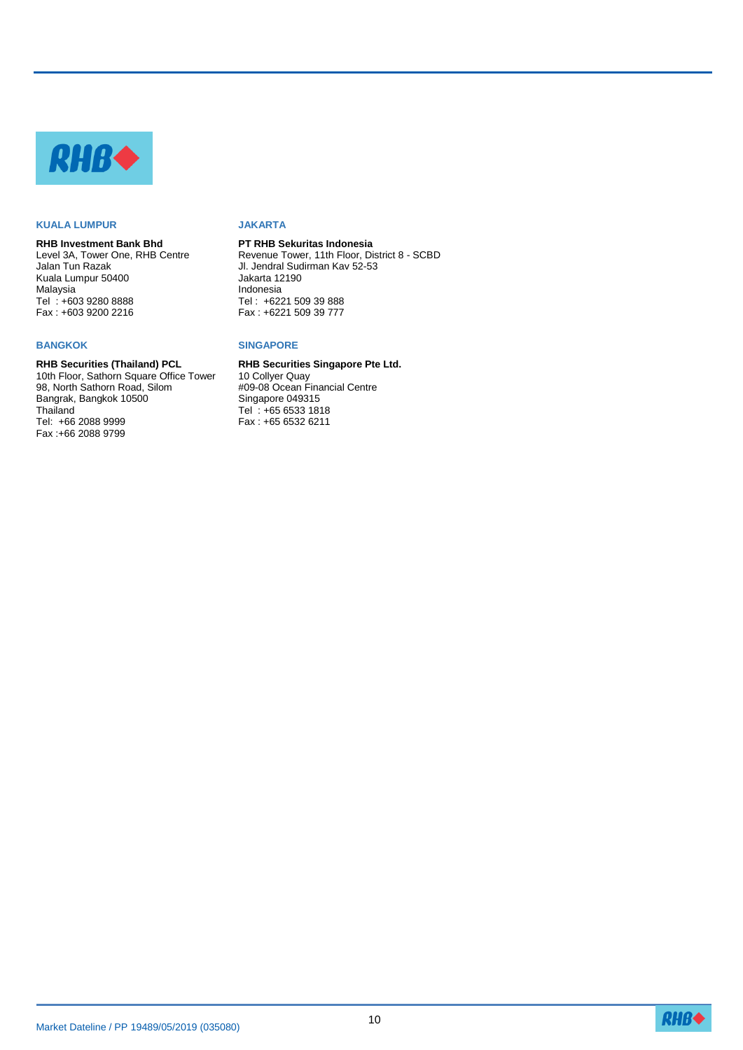**KUALA LUMPUR**

**RHB Investment Bank Bhd**
Level 3A, Tower One, RHB Centre
Jalan Tun Razak
Kuala Lumpur 50400
Malaysia
Tel : +603 9280 8888
Fax : +603 9200 2216

**BANGKOK**

**RHB Securities (Thailand) PCL**
10th Floor, Sathorn Square Office Tower
98, North Sathorn Road, Silom
Bangrak, Bangkok 10500
Thailand
Tel: +66 2088 9999
Fax :+66 2088 9799

**JAKARTA**

**PT RHB Sekuritas Indonesia**
Revenue Tower, 11th Floor, District 8 - SCBD
Jl. Jendral Sudirman Kav 52-53
Jakarta 12190
Indonesia
Tel : +6221 509 39 888
Fax : +6221 509 39 777

**SINGAPORE**

**RHB Securities Singapore Pte Ltd.**
10 Collyer Quay
#09-08 Ocean Financial Centre
Singapore 049315
Tel : +65 6533 1818
Fax : +65 6532 6211